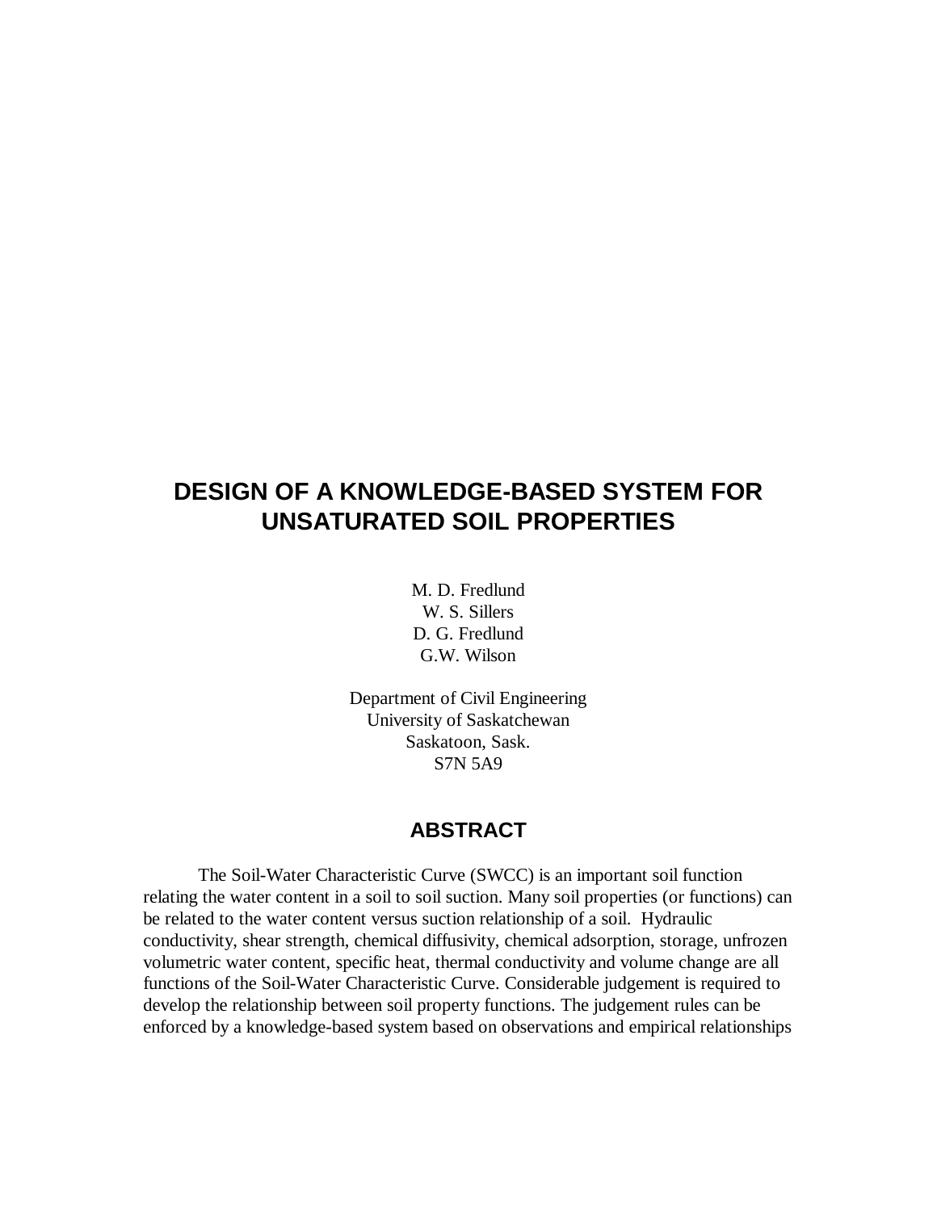# DESIGN OF A KNOWLEDGE-BASED SYSTEM FOR UNSATURATED SOIL PROPERTIES

M. D. Fredlund
W. S. Sillers
D. G. Fredlund
G.W. Wilson

Department of Civil Engineering
University of Saskatchewan
Saskatoon, Sask.
S7N 5A9

## ABSTRACT

The Soil-Water Characteristic Curve (SWCC) is an important soil function relating the water content in a soil to soil suction. Many soil properties (or functions) can be related to the water content versus suction relationship of a soil. Hydraulic conductivity, shear strength, chemical diffusivity, chemical adsorption, storage, unfrozen volumetric water content, specific heat, thermal conductivity and volume change are all functions of the Soil-Water Characteristic Curve. Considerable judgement is required to develop the relationship between soil property functions. The judgement rules can be enforced by a knowledge-based system based on observations and empirical relationships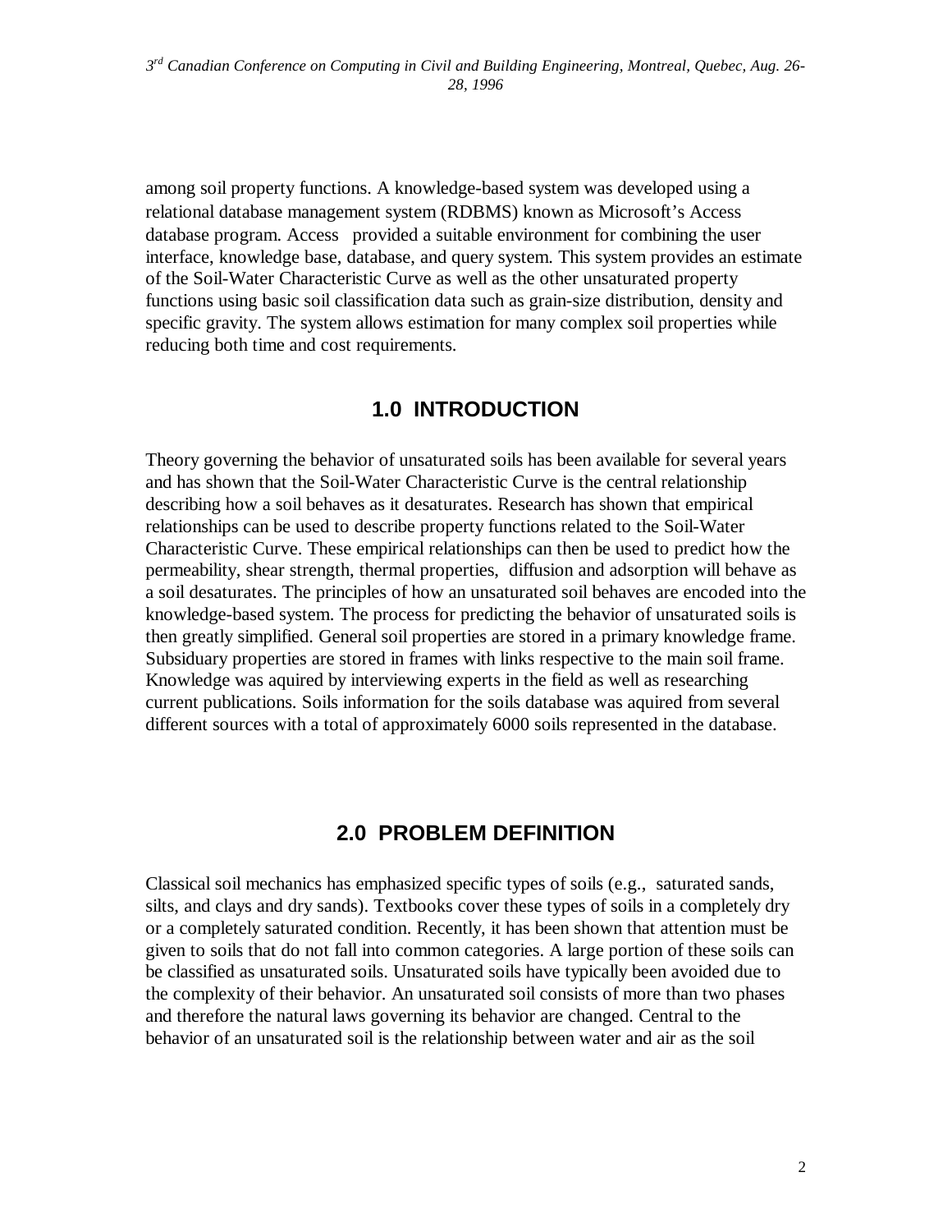among soil property functions. A knowledge-based system was developed using a relational database management system (RDBMS) known as Microsoft's Access database program. Access provided a suitable environment for combining the user interface, knowledge base, database, and query system. This system provides an estimate of the Soil-Water Characteristic Curve as well as the other unsaturated property functions using basic soil classification data such as grain-size distribution, density and specific gravity. The system allows estimation for many complex soil properties while reducing both time and cost requirements.

## 1.0 INTRODUCTION

Theory governing the behavior of unsaturated soils has been available for several years and has shown that the Soil-Water Characteristic Curve is the central relationship describing how a soil behaves as it desaturates. Research has shown that empirical relationships can be used to describe property functions related to the Soil-Water Characteristic Curve. These empirical relationships can then be used to predict how the permeability, shear strength, thermal properties, diffusion and adsorption will behave as a soil desaturates. The principles of how an unsaturated soil behaves are encoded into the knowledge-based system. The process for predicting the behavior of unsaturated soils is then greatly simplified. General soil properties are stored in a primary knowledge frame. Subsiduary properties are stored in frames with links respective to the main soil frame. Knowledge was aquired by interviewing experts in the field as well as researching current publications. Soils information for the soils database was aquired from several different sources with a total of approximately 6000 soils represented in the database.

## 2.0 PROBLEM DEFINITION

Classical soil mechanics has emphasized specific types of soils (e.g., saturated sands, silts, and clays and dry sands). Textbooks cover these types of soils in a completely dry or a completely saturated condition. Recently, it has been shown that attention must be given to soils that do not fall into common categories. A large portion of these soils can be classified as unsaturated soils. Unsaturated soils have typically been avoided due to the complexity of their behavior. An unsaturated soil consists of more than two phases and therefore the natural laws governing its behavior are changed. Central to the behavior of an unsaturated soil is the relationship between water and air as the soil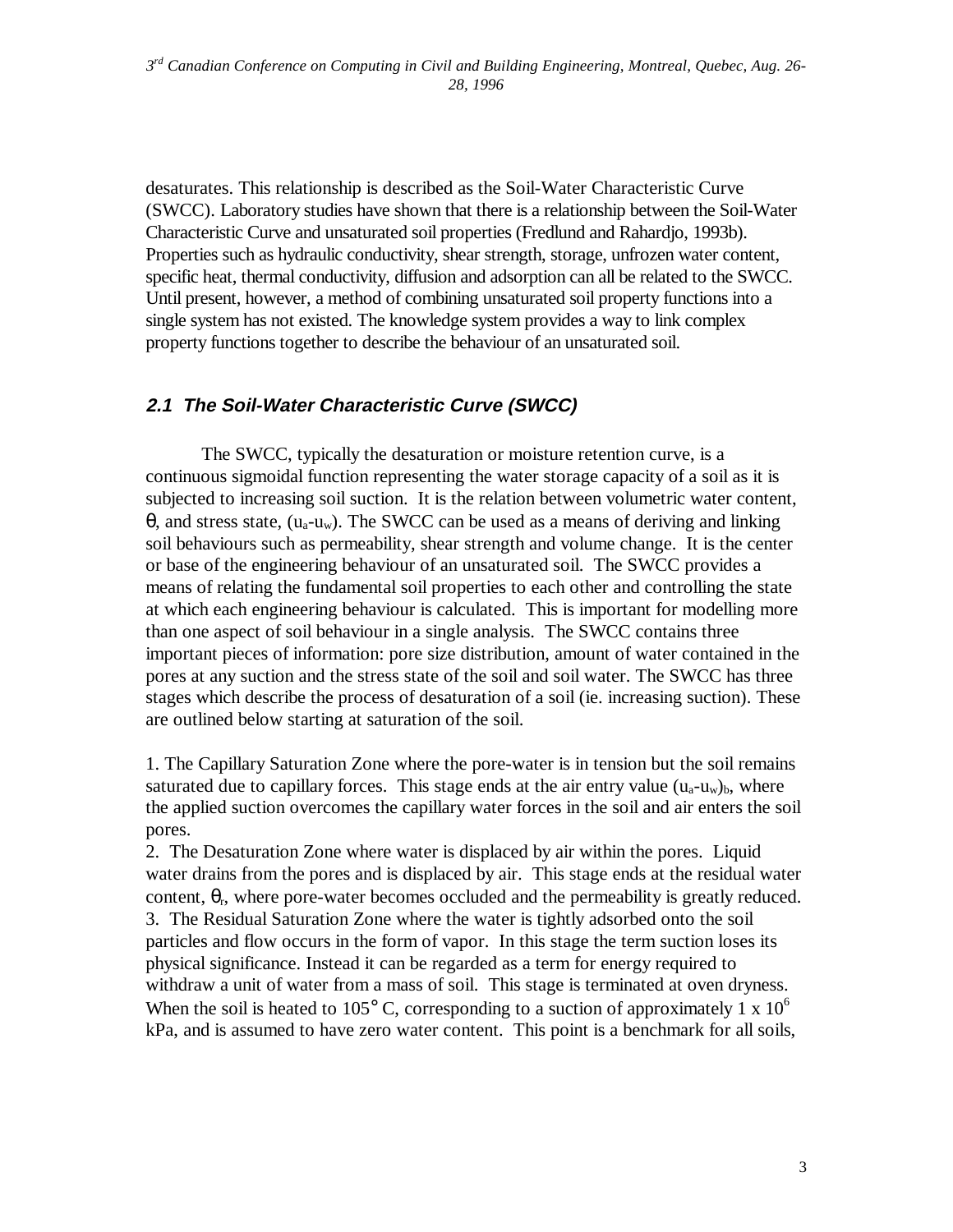desaturates. This relationship is described as the Soil-Water Characteristic Curve (SWCC). Laboratory studies have shown that there is a relationship between the Soil-Water Characteristic Curve and unsaturated soil properties (Fredlund and Rahardjo, 1993b). Properties such as hydraulic conductivity, shear strength, storage, unfrozen water content, specific heat, thermal conductivity, diffusion and adsorption can all be related to the SWCC. Until present, however, a method of combining unsaturated soil property functions into a single system has not existed. The knowledge system provides a way to link complex property functions together to describe the behaviour of an unsaturated soil.

## 2.1 The Soil-Water Characteristic Curve (SWCC)

The SWCC, typically the desaturation or moisture retention curve, is a continuous sigmoidal function representing the water storage capacity of a soil as it is subjected to increasing soil suction. It is the relation between volumetric water content, $\theta$, and stress state, $(u_a-u_w)$. The SWCC can be used as a means of deriving and linking soil behaviours such as permeability, shear strength and volume change. It is the center or base of the engineering behaviour of an unsaturated soil. The SWCC provides a means of relating the fundamental soil properties to each other and controlling the state at which each engineering behaviour is calculated. This is important for modelling more than one aspect of soil behaviour in a single analysis. The SWCC contains three important pieces of information: pore size distribution, amount of water contained in the pores at any suction and the stress state of the soil and soil water. The SWCC has three stages which describe the process of desaturation of a soil (ie. increasing suction). These are outlined below starting at saturation of the soil.

1. The Capillary Saturation Zone where the pore-water is in tension but the soil remains saturated due to capillary forces. This stage ends at the air entry value $(u_a-u_w)_b$, where the applied suction overcomes the capillary water forces in the soil and air enters the soil pores.
2. The Desaturation Zone where water is displaced by air within the pores. Liquid water drains from the pores and is displaced by air. This stage ends at the residual water content, $\theta_r$, where pore-water becomes occluded and the permeability is greatly reduced.
3. The Residual Saturation Zone where the water is tightly adsorbed onto the soil particles and flow occurs in the form of vapor. In this stage the term suction loses its physical significance. Instead it can be regarded as a term for energy required to withdraw a unit of water from a mass of soil. This stage is terminated at oven dryness. When the soil is heated to 105° C, corresponding to a suction of approximately $1 \times 10^6$ kPa, and is assumed to have zero water content. This point is a benchmark for all soils,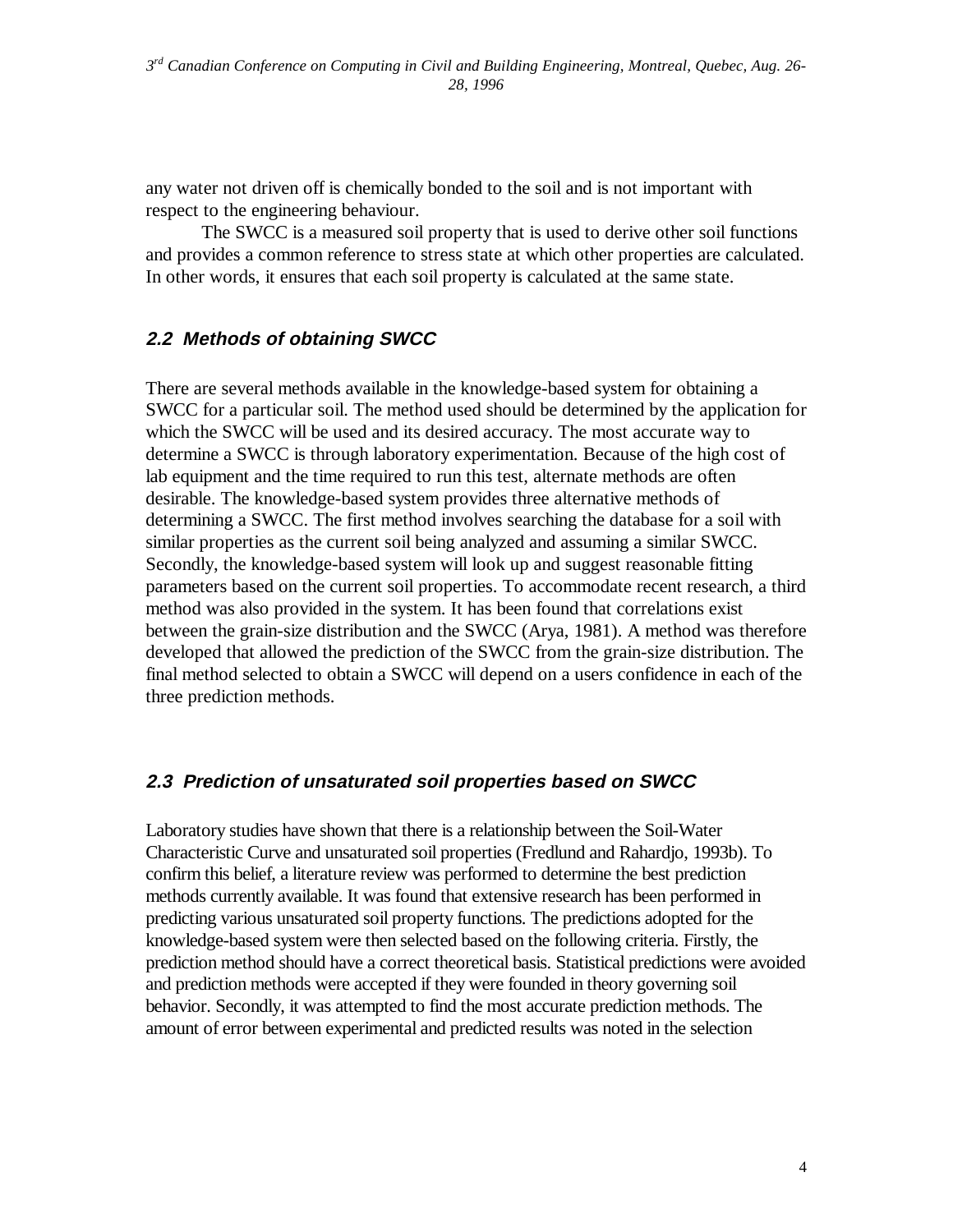any water not driven off is chemically bonded to the soil and is not important with respect to the engineering behaviour.

The SWCC is a measured soil property that is used to derive other soil functions and provides a common reference to stress state at which other properties are calculated. In other words, it ensures that each soil property is calculated at the same state.

## 2.2 Methods of obtaining SWCC

There are several methods available in the knowledge-based system for obtaining a SWCC for a particular soil. The method used should be determined by the application for which the SWCC will be used and its desired accuracy. The most accurate way to determine a SWCC is through laboratory experimentation. Because of the high cost of lab equipment and the time required to run this test, alternate methods are often desirable. The knowledge-based system provides three alternative methods of determining a SWCC. The first method involves searching the database for a soil with similar properties as the current soil being analyzed and assuming a similar SWCC. Secondly, the knowledge-based system will look up and suggest reasonable fitting parameters based on the current soil properties. To accommodate recent research, a third method was also provided in the system. It has been found that correlations exist between the grain-size distribution and the SWCC (Arya, 1981). A method was therefore developed that allowed the prediction of the SWCC from the grain-size distribution. The final method selected to obtain a SWCC will depend on a users confidence in each of the three prediction methods.

## 2.3 Prediction of unsaturated soil properties based on SWCC

Laboratory studies have shown that there is a relationship between the Soil-Water Characteristic Curve and unsaturated soil properties (Fredlund and Rahardjo, 1993b). To confirm this belief, a literature review was performed to determine the best prediction methods currently available. It was found that extensive research has been performed in predicting various unsaturated soil property functions. The predictions adopted for the knowledge-based system were then selected based on the following criteria. Firstly, the prediction method should have a correct theoretical basis. Statistical predictions were avoided and prediction methods were accepted if they were founded in theory governing soil behavior. Secondly, it was attempted to find the most accurate prediction methods. The amount of error between experimental and predicted results was noted in the selection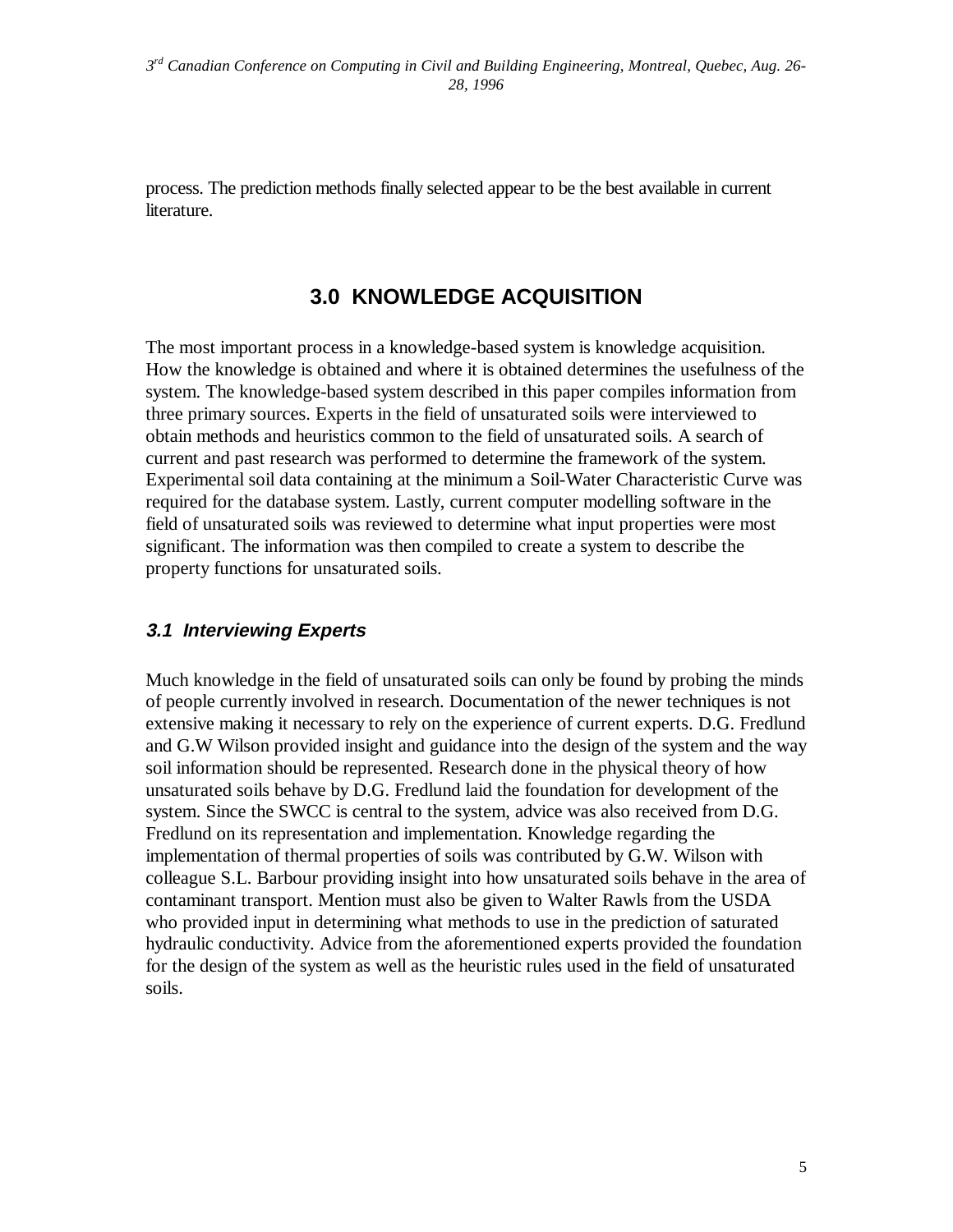process. The prediction methods finally selected appear to be the best available in current literature.

## 3.0 KNOWLEDGE ACQUISITION

The most important process in a knowledge-based system is knowledge acquisition. How the knowledge is obtained and where it is obtained determines the usefulness of the system. The knowledge-based system described in this paper compiles information from three primary sources. Experts in the field of unsaturated soils were interviewed to obtain methods and heuristics common to the field of unsaturated soils. A search of current and past research was performed to determine the framework of the system. Experimental soil data containing at the minimum a Soil-Water Characteristic Curve was required for the database system. Lastly, current computer modelling software in the field of unsaturated soils was reviewed to determine what input properties were most significant. The information was then compiled to create a system to describe the property functions for unsaturated soils.

### *3.1 Interviewing Experts*

Much knowledge in the field of unsaturated soils can only be found by probing the minds of people currently involved in research. Documentation of the newer techniques is not extensive making it necessary to rely on the experience of current experts. D.G. Fredlund and G.W Wilson provided insight and guidance into the design of the system and the way soil information should be represented. Research done in the physical theory of how unsaturated soils behave by D.G. Fredlund laid the foundation for development of the system. Since the SWCC is central to the system, advice was also received from D.G. Fredlund on its representation and implementation. Knowledge regarding the implementation of thermal properties of soils was contributed by G.W. Wilson with colleague S.L. Barbour providing insight into how unsaturated soils behave in the area of contaminant transport. Mention must also be given to Walter Rawls from the USDA who provided input in determining what methods to use in the prediction of saturated hydraulic conductivity. Advice from the aforementioned experts provided the foundation for the design of the system as well as the heuristic rules used in the field of unsaturated soils.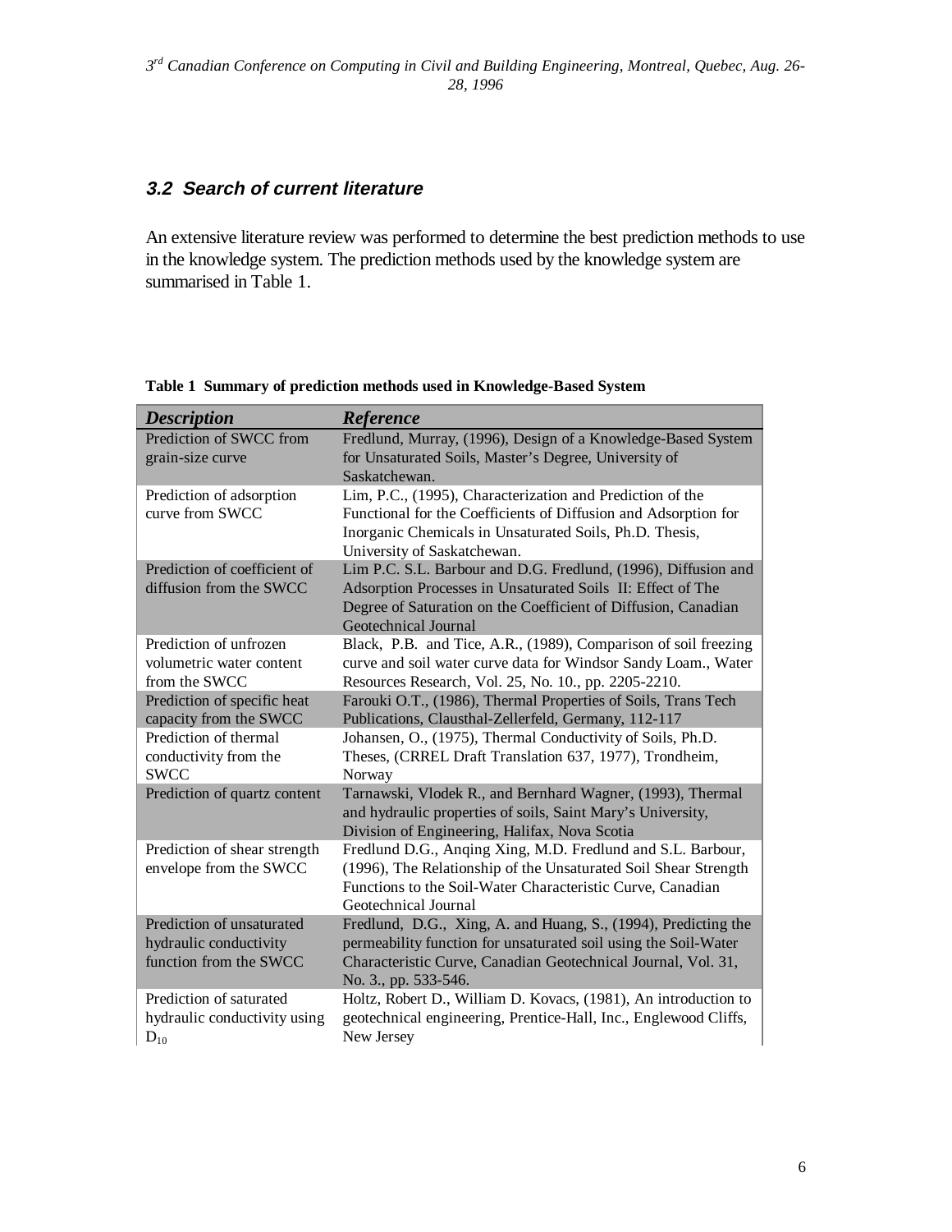### *3.2 Search of current literature*

An extensive literature review was performed to determine the best prediction methods to use in the knowledge system. The prediction methods used by the knowledge system are summarised in Table 1.

**Table 1 Summary of prediction methods used in Knowledge-Based System**

| *Description* | *Reference* |
|---|---|
| Prediction of SWCC from grain-size curve | Fredlund, Murray, (1996), Design of a Knowledge-Based System for Unsaturated Soils, Master's Degree, University of Saskatchewan. |
| Prediction of adsorption curve from SWCC | Lim, P.C., (1995), Characterization and Prediction of the Functional for the Coefficients of Diffusion and Adsorption for Inorganic Chemicals in Unsaturated Soils, Ph.D. Thesis, University of Saskatchewan. |
| Prediction of coefficient of diffusion from the SWCC | Lim P.C. S.L. Barbour and D.G. Fredlund, (1996), Diffusion and Adsorption Processes in Unsaturated Soils II: Effect of The Degree of Saturation on the Coefficient of Diffusion, Canadian Geotechnical Journal |
| Prediction of unfrozen volumetric water content from the SWCC | Black, P.B. and Tice, A.R., (1989), Comparison of soil freezing curve and soil water curve data for Windsor Sandy Loam., Water Resources Research, Vol. 25, No. 10., pp. 2205-2210. |
| Prediction of specific heat capacity from the SWCC | Farouki O.T., (1986), Thermal Properties of Soils, Trans Tech Publications, Clausthal-Zellerfeld, Germany, 112-117 |
| Prediction of thermal conductivity from the SWCC | Johansen, O., (1975), Thermal Conductivity of Soils, Ph.D. Theses, (CRREL Draft Translation 637, 1977), Trondheim, Norway |
| Prediction of quartz content | Tarnawski, Vlodek R., and Bernhard Wagner, (1993), Thermal and hydraulic properties of soils, Saint Mary's University, Division of Engineering, Halifax, Nova Scotia |
| Prediction of shear strength envelope from the SWCC | Fredlund D.G., Anqing Xing, M.D. Fredlund and S.L. Barbour, (1996), The Relationship of the Unsaturated Soil Shear Strength Functions to the Soil-Water Characteristic Curve, Canadian Geotechnical Journal |
| Prediction of unsaturated hydraulic conductivity function from the SWCC | Fredlund, D.G., Xing, A. and Huang, S., (1994), Predicting the permeability function for unsaturated soil using the Soil-Water Characteristic Curve, Canadian Geotechnical Journal, Vol. 31, No. 3., pp. 533-546. |
| Prediction of saturated hydraulic conductivity using $D_{10}$ | Holtz, Robert D., William D. Kovacs, (1981), An introduction to geotechnical engineering, Prentice-Hall, Inc., Englewood Cliffs, New Jersey |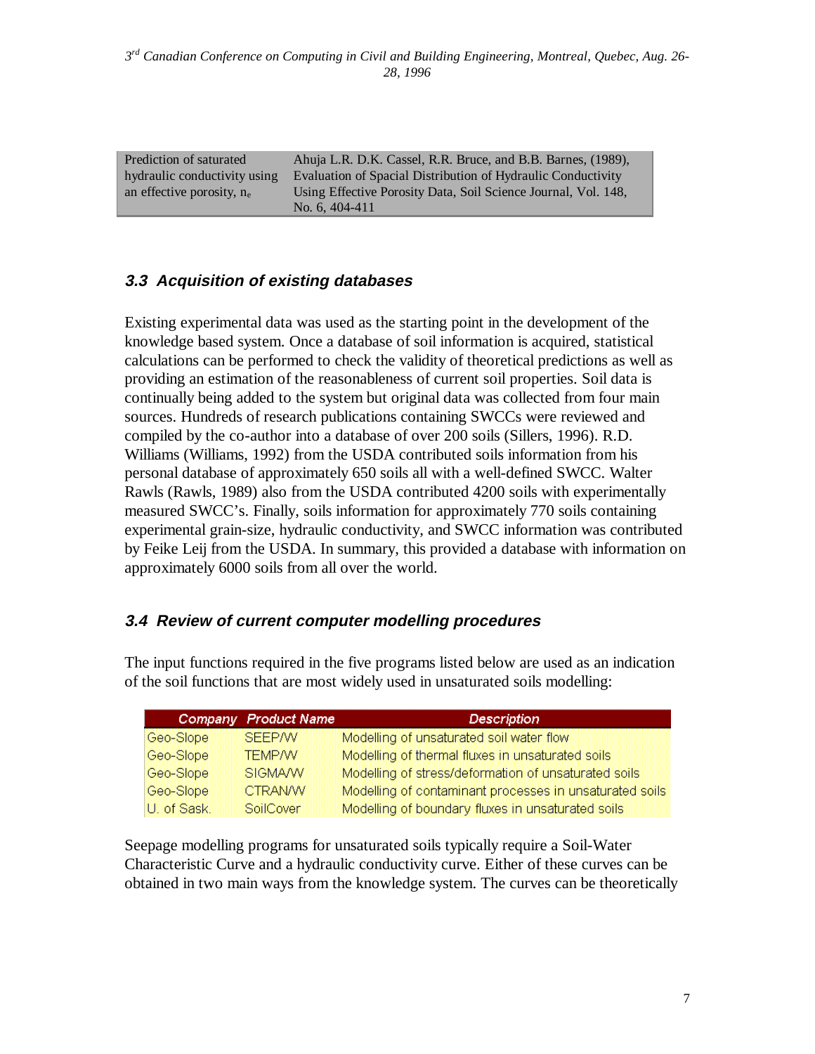| Prediction of saturated hydraulic conductivity using an effective porosity, $n_e$ | Ahuja L.R. D.K. Cassel, R.R. Bruce, and B.B. Barnes, (1989), Evaluation of Spacial Distribution of Hydraulic Conductivity Using Effective Porosity Data, Soil Science Journal, Vol. 148, No. 6, 404-411 |
|---|---|

### 3.3 Acquisition of existing databases

Existing experimental data was used as the starting point in the development of the knowledge based system. Once a database of soil information is acquired, statistical calculations can be performed to check the validity of theoretical predictions as well as providing an estimation of the reasonableness of current soil properties. Soil data is continually being added to the system but original data was collected from four main sources. Hundreds of research publications containing SWCCs were reviewed and compiled by the co-author into a database of over 200 soils (Sillers, 1996). R.D. Williams (Williams, 1992) from the USDA contributed soils information from his personal database of approximately 650 soils all with a well-defined SWCC. Walter Rawls (Rawls, 1989) also from the USDA contributed 4200 soils with experimentally measured SWCC's. Finally, soils information for approximately 770 soils containing experimental grain-size, hydraulic conductivity, and SWCC information was contributed by Feike Leij from the USDA. In summary, this provided a database with information on approximately 6000 soils from all over the world.

### 3.4 Review of current computer modelling procedures

The input functions required in the five programs listed below are used as an indication of the soil functions that are most widely used in unsaturated soils modelling:

| Company | Product Name | Description |
|---|---|---|
| Geo-Slope | SEEP/W | Modelling of unsaturated soil water flow |
| Geo-Slope | TEMP/W | Modelling of thermal fluxes in unsaturated soils |
| Geo-Slope | SIGMA/W | Modelling of stress/deformation of unsaturated soils |
| Geo-Slope | CTRAN/W | Modelling of contaminant processes in unsaturated soils |
| U. of Sask. | SoilCover | Modelling of boundary fluxes in unsaturated soils |

Seepage modelling programs for unsaturated soils typically require a Soil-Water Characteristic Curve and a hydraulic conductivity curve. Either of these curves can be obtained in two main ways from the knowledge system. The curves can be theoretically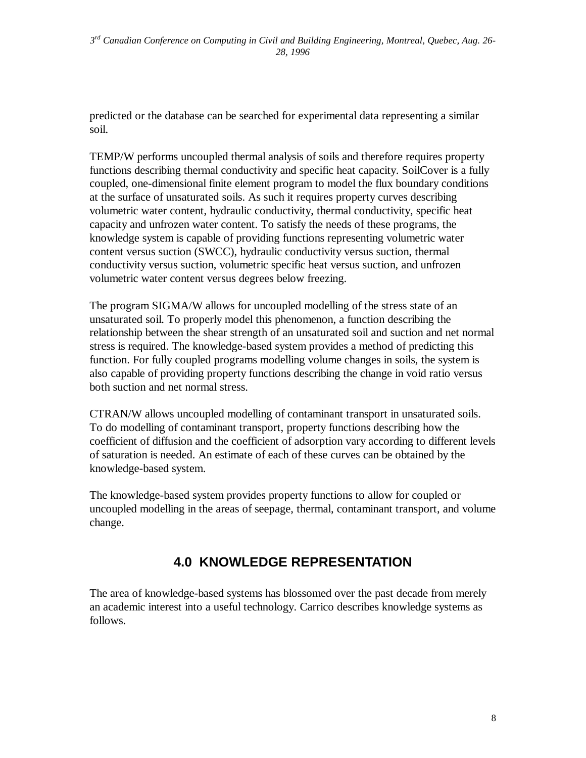predicted or the database can be searched for experimental data representing a similar soil.

TEMP/W performs uncoupled thermal analysis of soils and therefore requires property functions describing thermal conductivity and specific heat capacity. SoilCover is a fully coupled, one-dimensional finite element program to model the flux boundary conditions at the surface of unsaturated soils. As such it requires property curves describing volumetric water content, hydraulic conductivity, thermal conductivity, specific heat capacity and unfrozen water content. To satisfy the needs of these programs, the knowledge system is capable of providing functions representing volumetric water content versus suction (SWCC), hydraulic conductivity versus suction, thermal conductivity versus suction, volumetric specific heat versus suction, and unfrozen volumetric water content versus degrees below freezing.

The program SIGMA/W allows for uncoupled modelling of the stress state of an unsaturated soil. To properly model this phenomenon, a function describing the relationship between the shear strength of an unsaturated soil and suction and net normal stress is required. The knowledge-based system provides a method of predicting this function. For fully coupled programs modelling volume changes in soils, the system is also capable of providing property functions describing the change in void ratio versus both suction and net normal stress.

CTRAN/W allows uncoupled modelling of contaminant transport in unsaturated soils. To do modelling of contaminant transport, property functions describing how the coefficient of diffusion and the coefficient of adsorption vary according to different levels of saturation is needed. An estimate of each of these curves can be obtained by the knowledge-based system.

The knowledge-based system provides property functions to allow for coupled or uncoupled modelling in the areas of seepage, thermal, contaminant transport, and volume change.

## 4.0 KNOWLEDGE REPRESENTATION

The area of knowledge-based systems has blossomed over the past decade from merely an academic interest into a useful technology. Carrico describes knowledge systems as follows.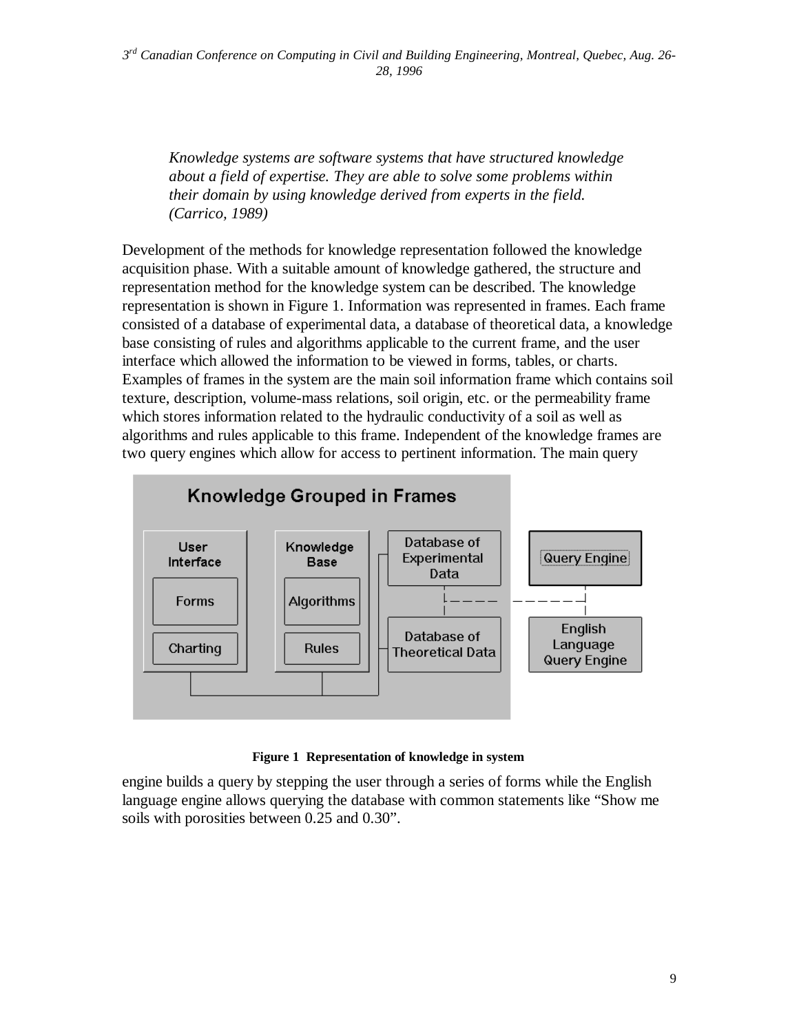*Knowledge systems are software systems that have structured knowledge about a field of expertise. They are able to solve some problems within their domain by using knowledge derived from experts in the field. (Carrico, 1989)*

Development of the methods for knowledge representation followed the knowledge acquisition phase. With a suitable amount of knowledge gathered, the structure and representation method for the knowledge system can be described. The knowledge representation is shown in Figure 1. Information was represented in frames. Each frame consisted of a database of experimental data, a database of theoretical data, a knowledge base consisting of rules and algorithms applicable to the current frame, and the user interface which allowed the information to be viewed in forms, tables, or charts. Examples of frames in the system are the main soil information frame which contains soil texture, description, volume-mass relations, soil origin, etc. or the permeability frame which stores information related to the hydraulic conductivity of a soil as well as algorithms and rules applicable to this frame. Independent of the knowledge frames are two query engines which allow for access to pertinent information. The main query engine builds a query by stepping the user through a series of forms while the English language engine allows querying the database with common statements like "Show me soils with porosities between 0.25 and 0.30".

**Figure 1 Representation of knowledge in system**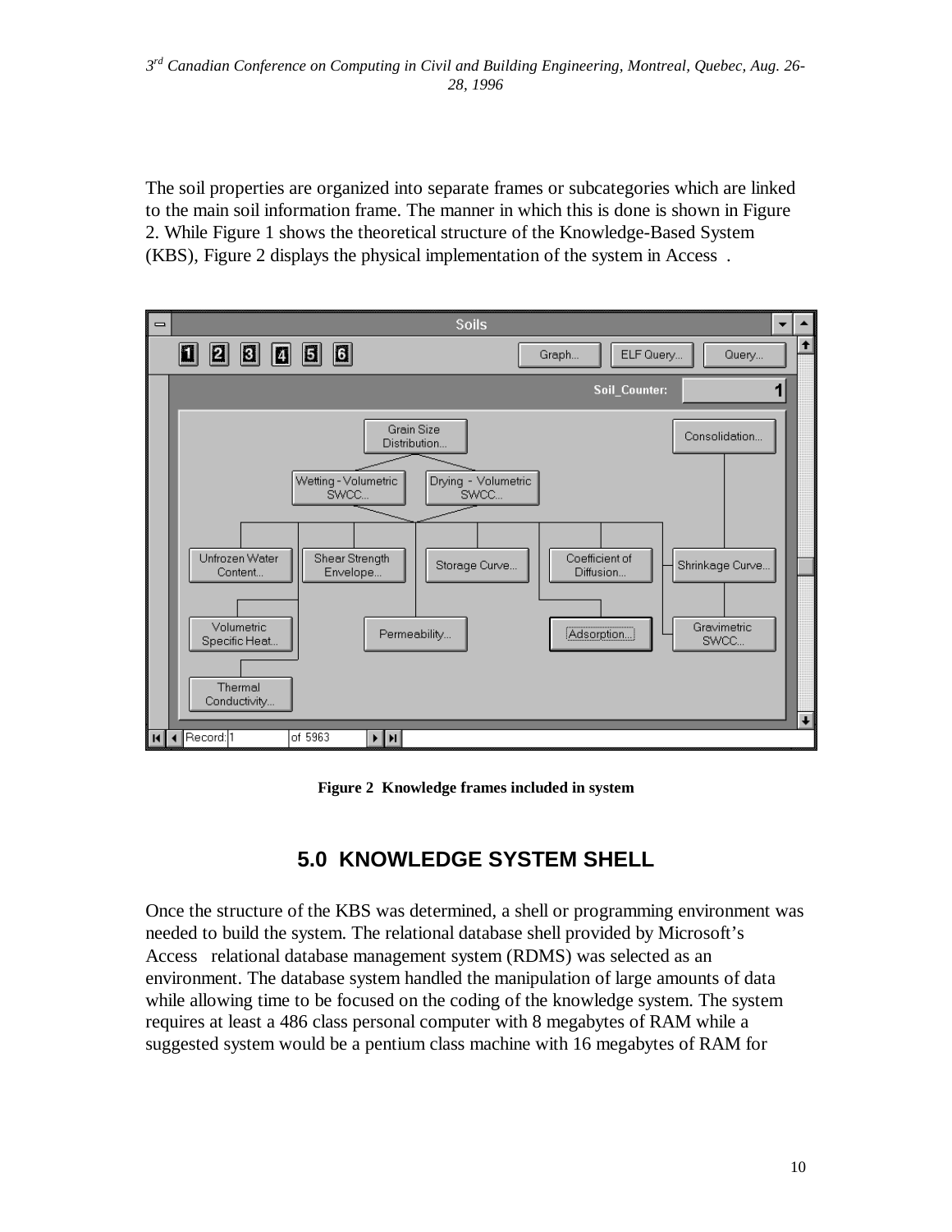The soil properties are organized into separate frames or subcategories which are linked to the main soil information frame. The manner in which this is done is shown in Figure 2. While Figure 1 shows the theoretical structure of the Knowledge-Based System (KBS), Figure 2 displays the physical implementation of the system in Access .

**Figure 2 Knowledge frames included in system**

## 5.0 KNOWLEDGE SYSTEM SHELL

Once the structure of the KBS was determined, a shell or programming environment was needed to build the system. The relational database shell provided by Microsoft's Access relational database management system (RDMS) was selected as an environment. The database system handled the manipulation of large amounts of data while allowing time to be focused on the coding of the knowledge system. The system requires at least a 486 class personal computer with 8 megabytes of RAM while a suggested system would be a pentium class machine with 16 megabytes of RAM for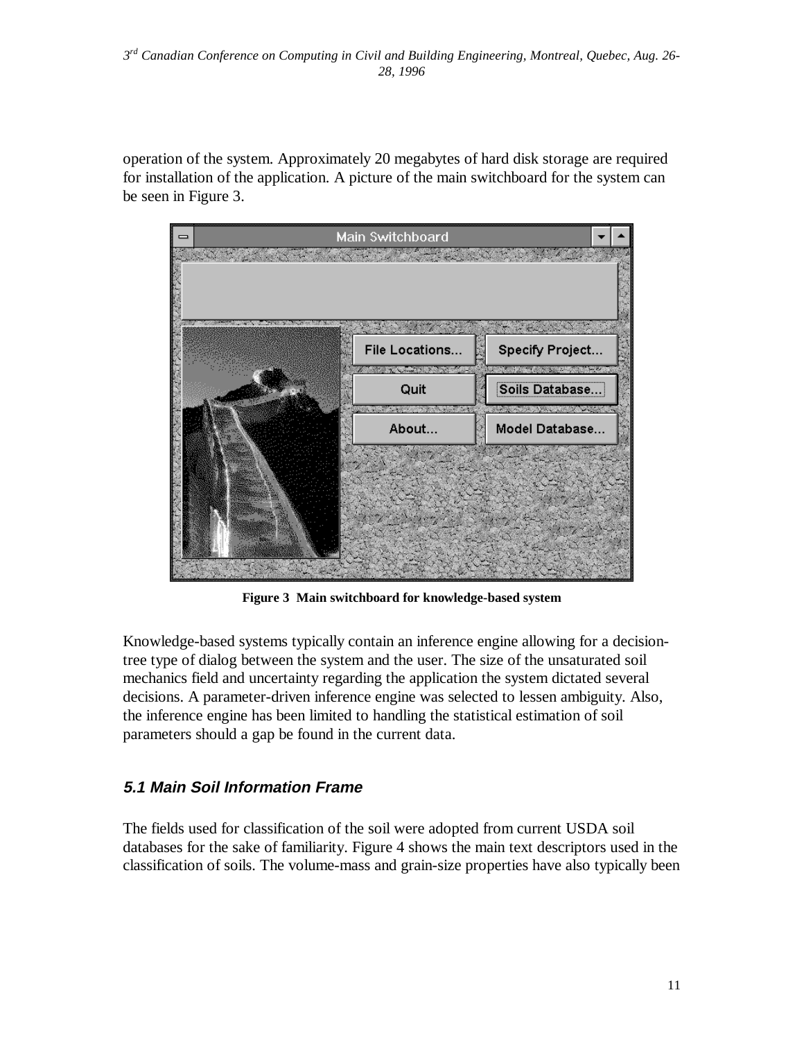operation of the system. Approximately 20 megabytes of hard disk storage are required for installation of the application. A picture of the main switchboard for the system can be seen in Figure 3.

**Figure 3 Main switchboard for knowledge-based system**

Knowledge-based systems typically contain an inference engine allowing for a decision-tree type of dialog between the system and the user. The size of the unsaturated soil mechanics field and uncertainty regarding the application the system dictated several decisions. A parameter-driven inference engine was selected to lessen ambiguity. Also, the inference engine has been limited to handling the statistical estimation of soil parameters should a gap be found in the current data.

### *5.1 Main Soil Information Frame*

The fields used for classification of the soil were adopted from current USDA soil databases for the sake of familiarity. Figure 4 shows the main text descriptors used in the classification of soils. The volume-mass and grain-size properties have also typically been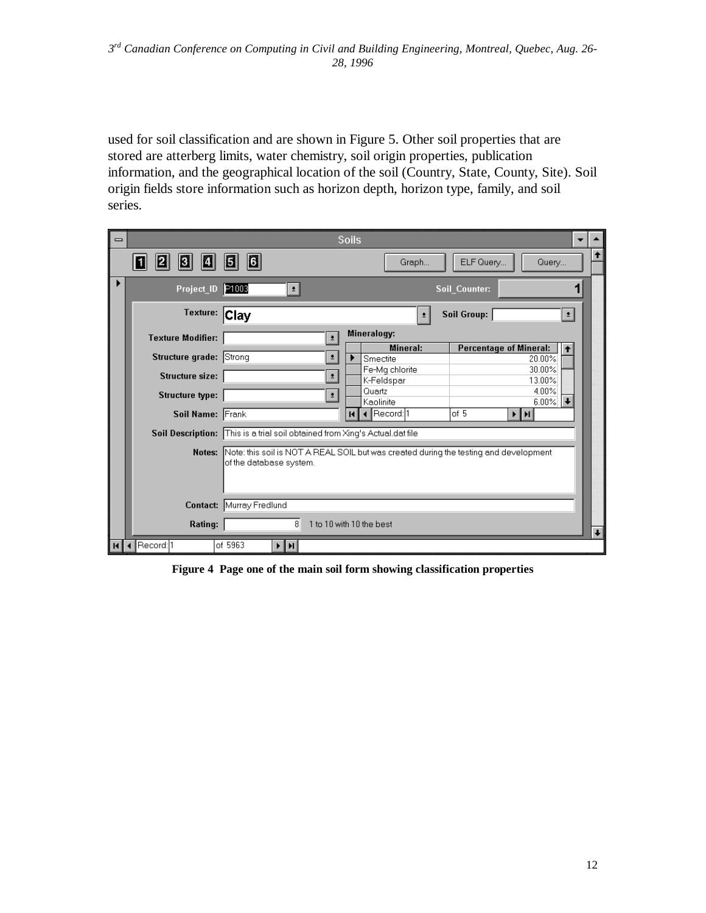used for soil classification and are shown in Figure 5. Other soil properties that are stored are atterberg limits, water chemistry, soil origin properties, publication information, and the geographical location of the soil (Country, State, County, Site). Soil origin fields store information such as horizon depth, horizon type, family, and soil series.

**Figure 4 Page one of the main soil form showing classification properties**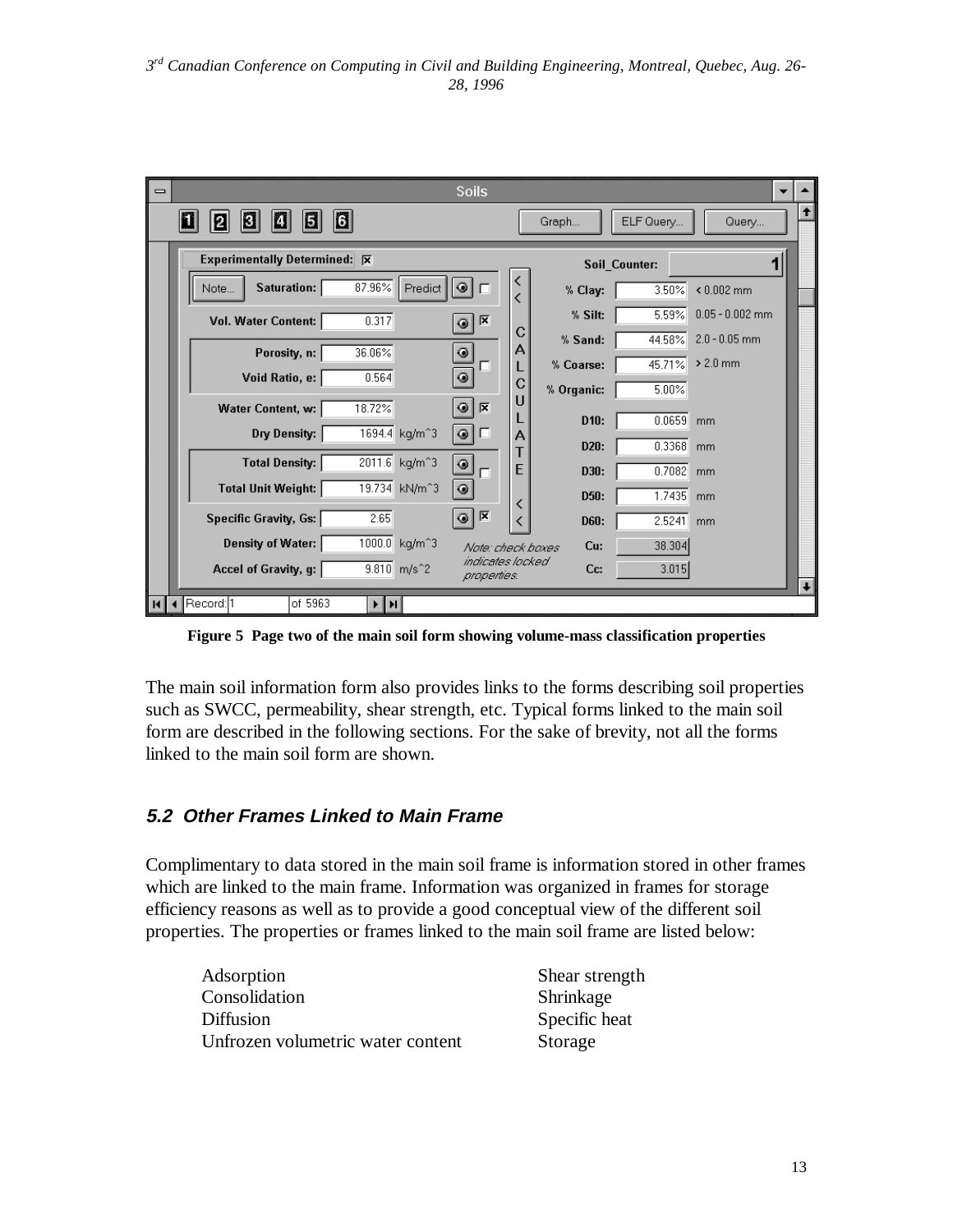Figure 5 Page two of the main soil form showing volume-mass classification properties

The main soil information form also provides links to the forms describing soil properties such as SWCC, permeability, shear strength, etc. Typical forms linked to the main soil form are described in the following sections. For the sake of brevity, not all the forms linked to the main soil form are shown.

## *5.2 Other Frames Linked to Main Frame*

Complimentary to data stored in the main soil frame is information stored in other frames which are linked to the main frame. Information was organized in frames for storage efficiency reasons as well as to provide a good conceptual view of the different soil properties. The properties or frames linked to the main soil frame are listed below:

- Adsorption
- Consolidation
- Diffusion
- Unfrozen volumetric water content
- Shear strength
- Shrinkage
- Specific heat
- Storage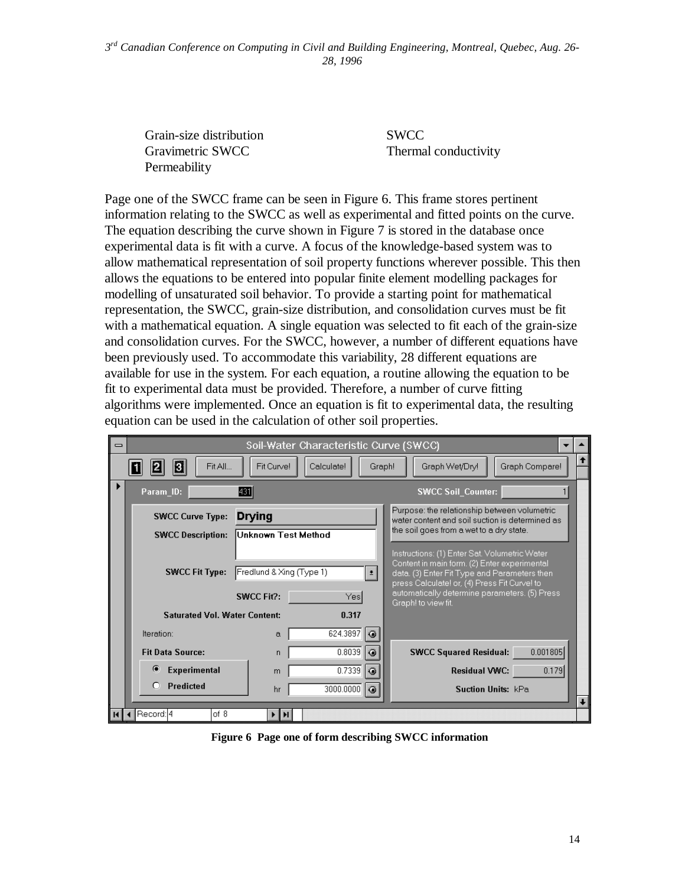- Grain-size distribution
- Gravimetric SWCC
- Permeability
- SWCC
- Thermal conductivity

Page one of the SWCC frame can be seen in Figure 6. This frame stores pertinent information relating to the SWCC as well as experimental and fitted points on the curve. The equation describing the curve shown in Figure 7 is stored in the database once experimental data is fit with a curve. A focus of the knowledge-based system was to allow mathematical representation of soil property functions wherever possible. This then allows the equations to be entered into popular finite element modelling packages for modelling of unsaturated soil behavior. To provide a starting point for mathematical representation, the SWCC, grain-size distribution, and consolidation curves must be fit with a mathematical equation. A single equation was selected to fit each of the grain-size and consolidation curves. For the SWCC, however, a number of different equations have been previously used. To accommodate this variability, 28 different equations are available for use in the system. For each equation, a routine allowing the equation to be fit to experimental data must be provided. Therefore, a number of curve fitting algorithms were implemented. Once an equation is fit to experimental data, the resulting equation can be used in the calculation of other soil properties.

**Figure 6 Page one of form describing SWCC information**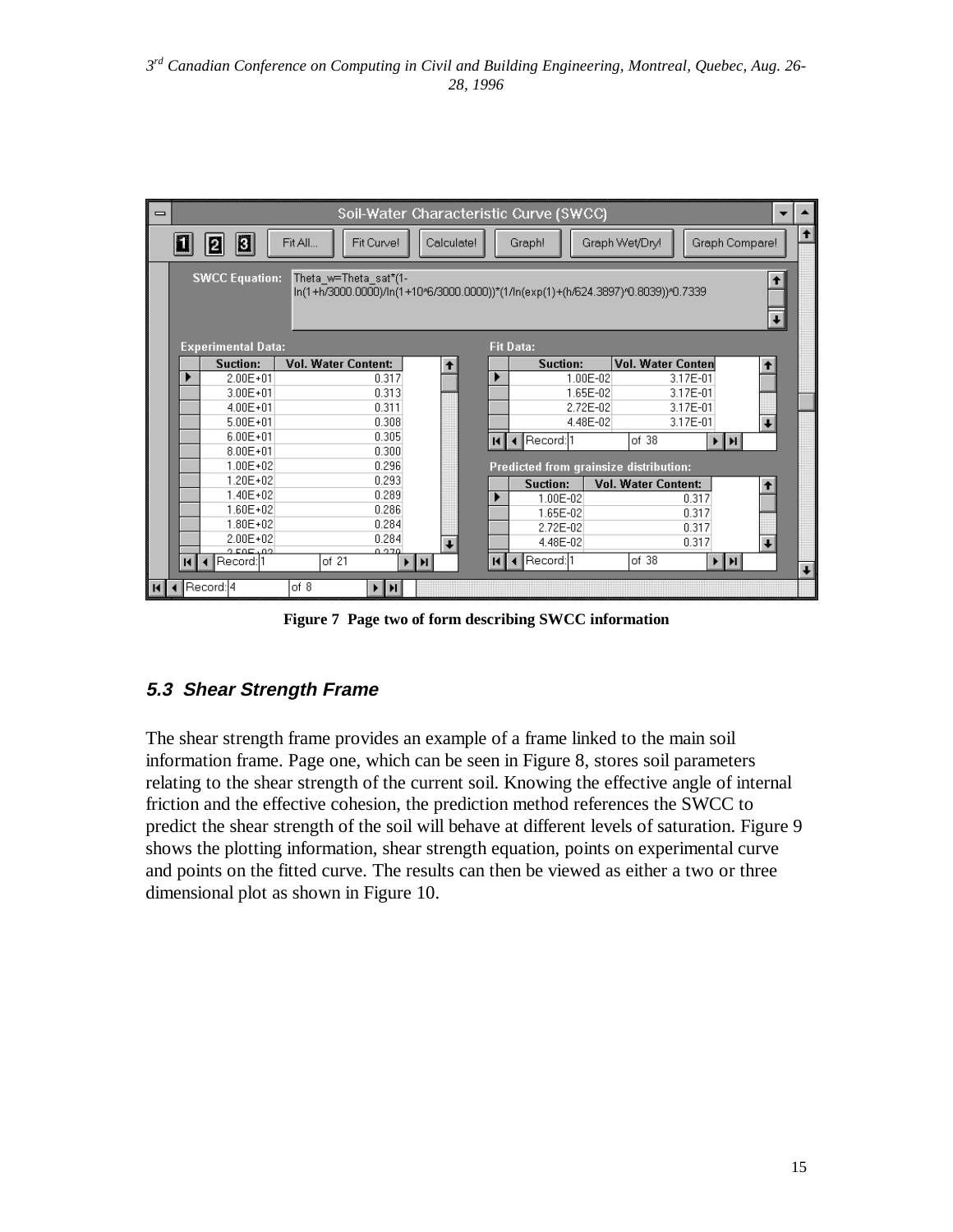Figure 7 Page two of form describing SWCC information

### *5.3 Shear Strength Frame*

The shear strength frame provides an example of a frame linked to the main soil information frame. Page one, which can be seen in Figure 8, stores soil parameters relating to the shear strength of the current soil. Knowing the effective angle of internal friction and the effective cohesion, the prediction method references the SWCC to predict the shear strength of the soil will behave at different levels of saturation. Figure 9 shows the plotting information, shear strength equation, points on experimental curve and points on the fitted curve. The results can then be viewed as either a two or three dimensional plot as shown in Figure 10.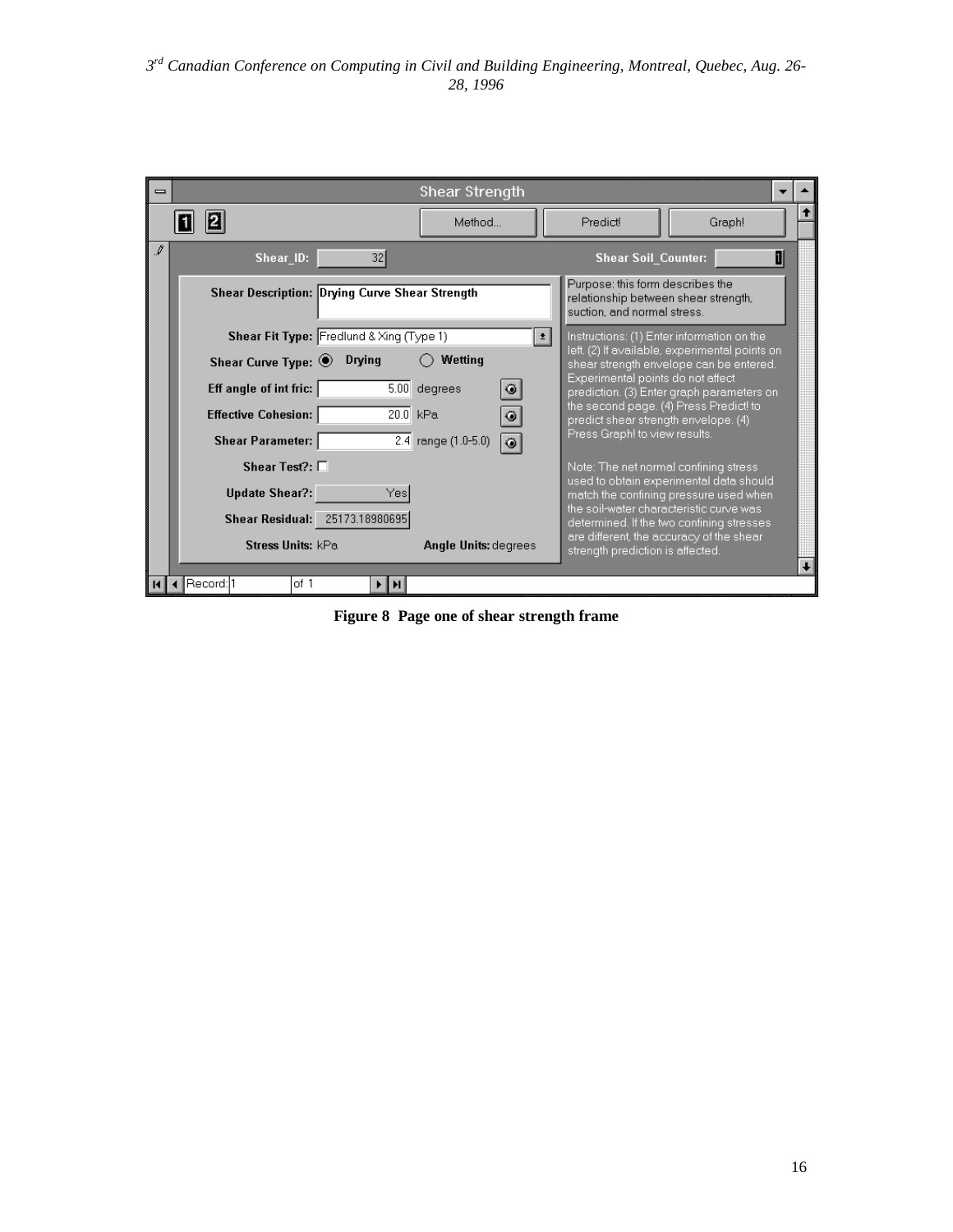**Figure 8 Page one of shear strength frame**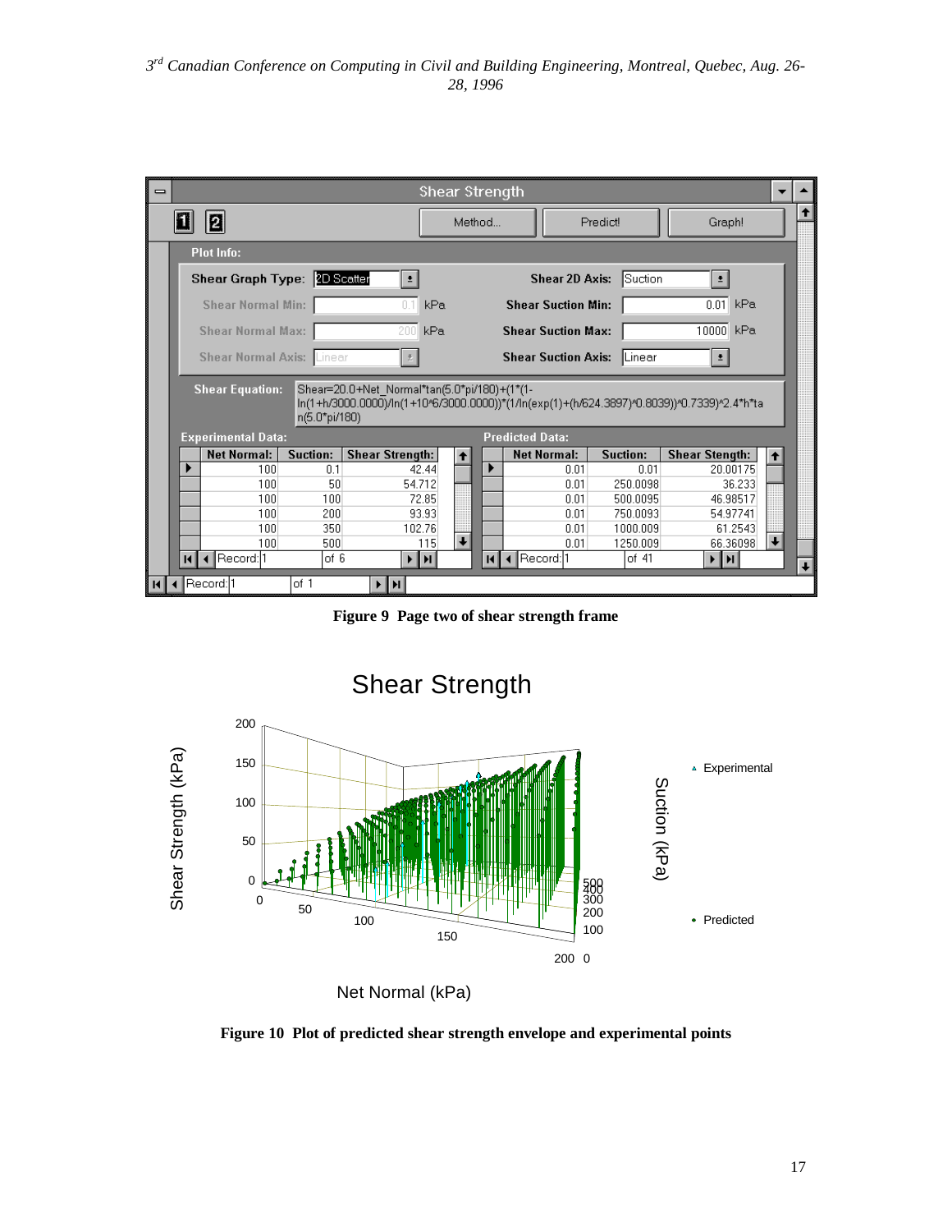Figure 9 Page two of shear strength frame

Figure 10 Plot of predicted shear strength envelope and experimental points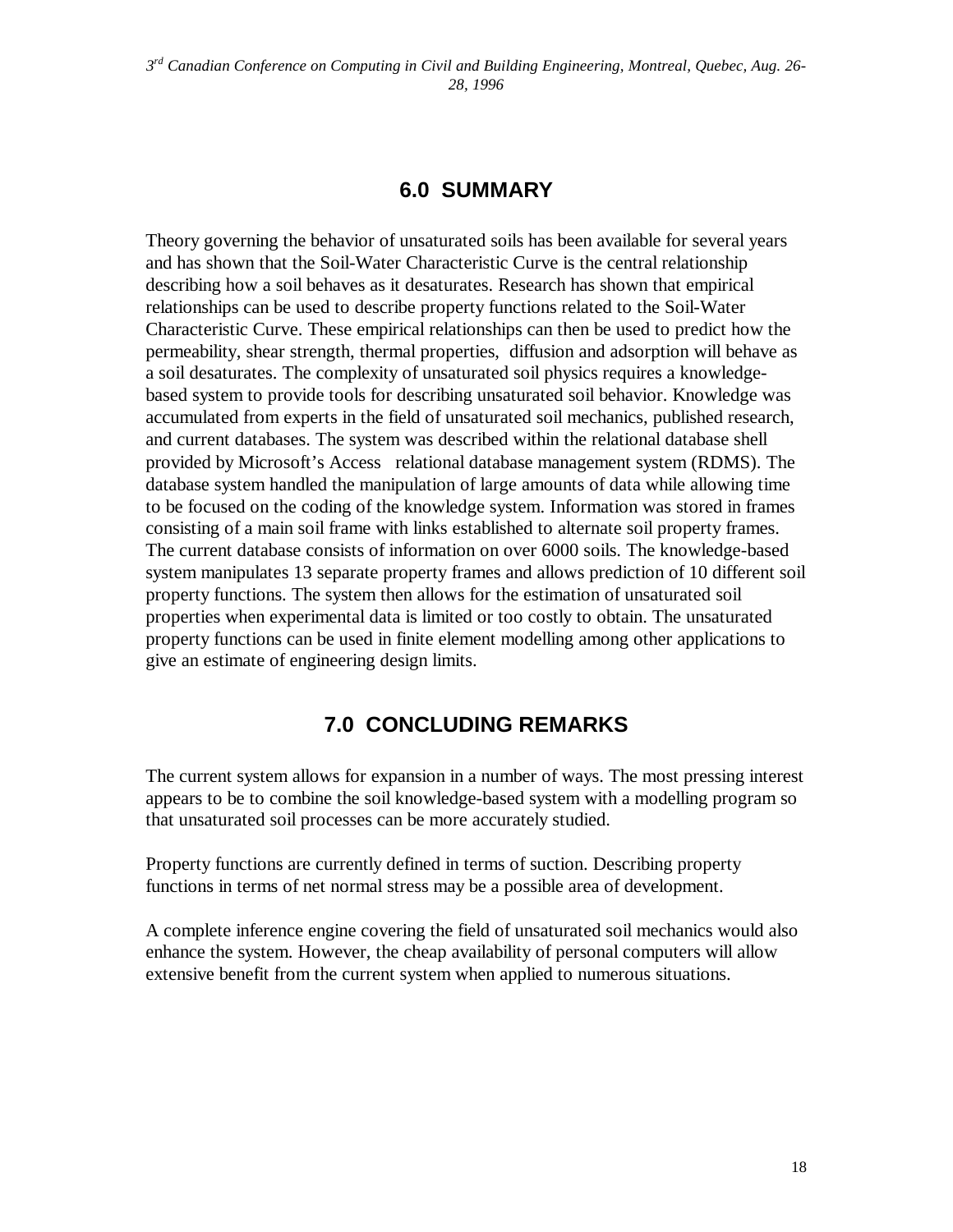## 6.0 SUMMARY

Theory governing the behavior of unsaturated soils has been available for several years and has shown that the Soil-Water Characteristic Curve is the central relationship describing how a soil behaves as it desaturates. Research has shown that empirical relationships can be used to describe property functions related to the Soil-Water Characteristic Curve. These empirical relationships can then be used to predict how the permeability, shear strength, thermal properties, diffusion and adsorption will behave as a soil desaturates. The complexity of unsaturated soil physics requires a knowledge-based system to provide tools for describing unsaturated soil behavior. Knowledge was accumulated from experts in the field of unsaturated soil mechanics, published research, and current databases. The system was described within the relational database shell provided by Microsoft's Access relational database management system (RDMS). The database system handled the manipulation of large amounts of data while allowing time to be focused on the coding of the knowledge system. Information was stored in frames consisting of a main soil frame with links established to alternate soil property frames. The current database consists of information on over 6000 soils. The knowledge-based system manipulates 13 separate property frames and allows prediction of 10 different soil property functions. The system then allows for the estimation of unsaturated soil properties when experimental data is limited or too costly to obtain. The unsaturated property functions can be used in finite element modelling among other applications to give an estimate of engineering design limits.

## 7.0 CONCLUDING REMARKS

The current system allows for expansion in a number of ways. The most pressing interest appears to be to combine the soil knowledge-based system with a modelling program so that unsaturated soil processes can be more accurately studied.

Property functions are currently defined in terms of suction. Describing property functions in terms of net normal stress may be a possible area of development.

A complete inference engine covering the field of unsaturated soil mechanics would also enhance the system. However, the cheap availability of personal computers will allow extensive benefit from the current system when applied to numerous situations.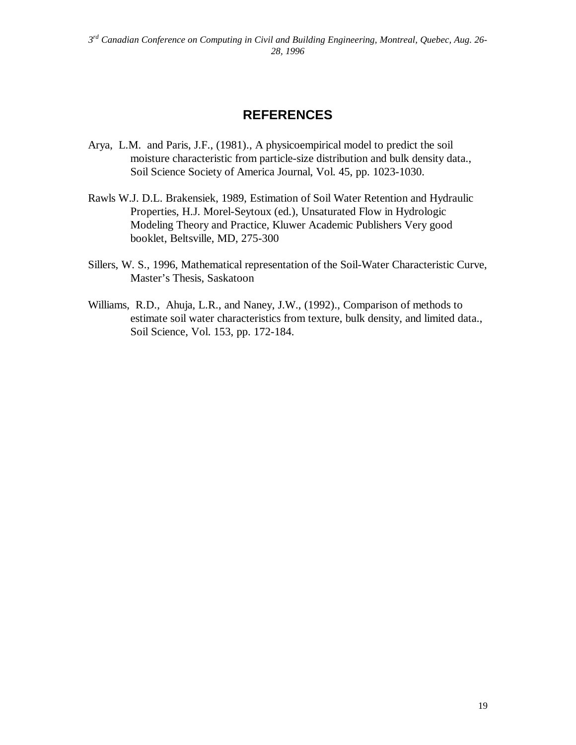# REFERENCES

Arya, L.M. and Paris, J.F., (1981)., A physicoempirical model to predict the soil moisture characteristic from particle-size distribution and bulk density data., Soil Science Society of America Journal, Vol. 45, pp. 1023-1030.

Rawls W.J. D.L. Brakensiek, 1989, Estimation of Soil Water Retention and Hydraulic Properties, H.J. Morel-Seytoux (ed.), Unsaturated Flow in Hydrologic Modeling Theory and Practice, Kluwer Academic Publishers Very good booklet, Beltsville, MD, 275-300

Sillers, W. S., 1996, Mathematical representation of the Soil-Water Characteristic Curve, Master's Thesis, Saskatoon

Williams, R.D., Ahuja, L.R., and Naney, J.W., (1992)., Comparison of methods to estimate soil water characteristics from texture, bulk density, and limited data., Soil Science, Vol. 153, pp. 172-184.